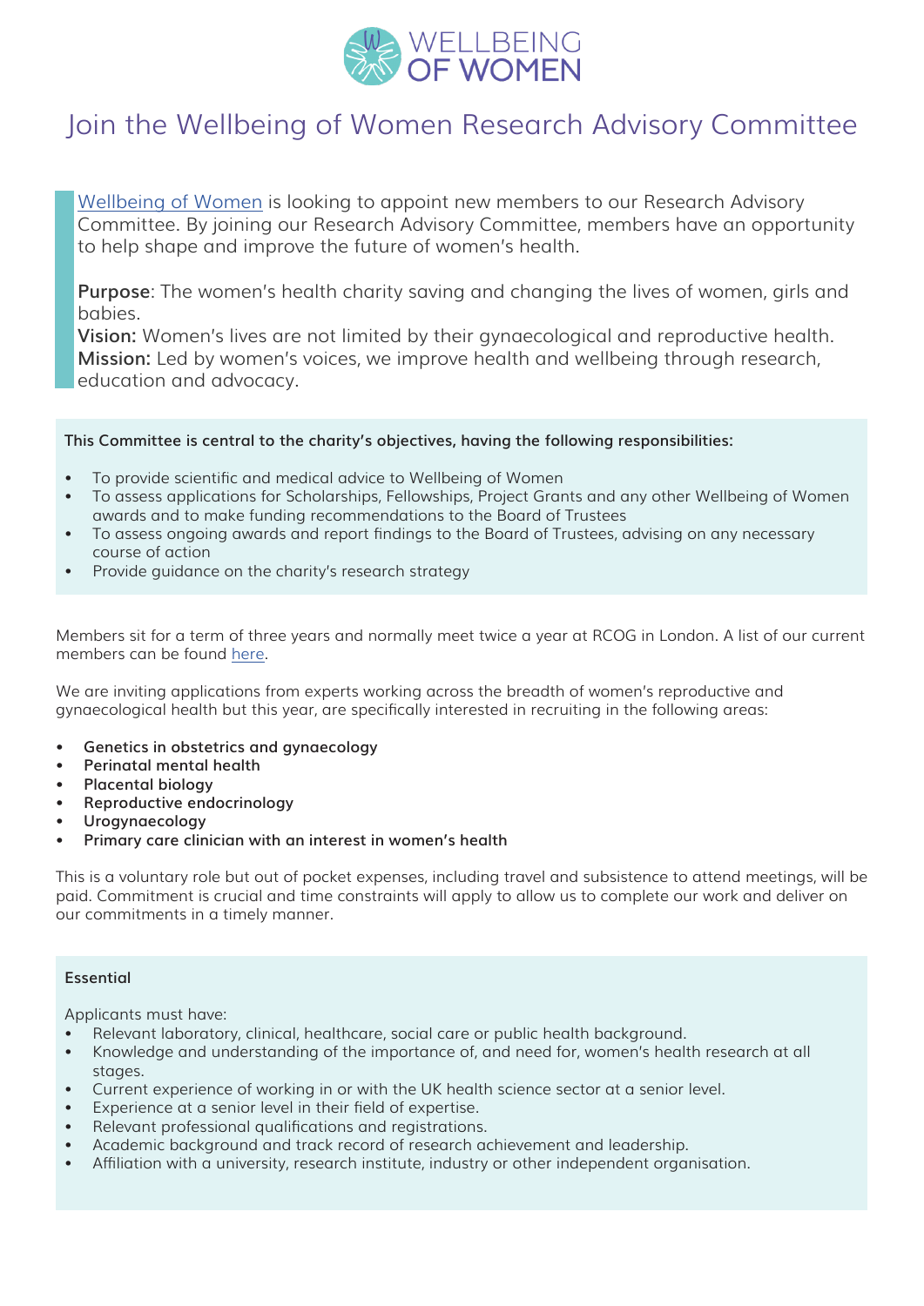WELLBEING OF WOMEN

# Join the Wellbeing of Women Research Advisory Committee

Wellbeing of Women is looking to appoint new members to our Research Advisory Committee. By joining our Research Advisory Committee, members have an opportunity to help shape and improve the future of women's health.

**Purpose**: The women's health charity saving and changing the lives of women, girls and babies.
**Vision:** Women's lives are not limited by their gynaecological and reproductive health.
**Mission:** Led by women's voices, we improve health and wellbeing through research, education and advocacy.

**This Committee is central to the charity's objectives, having the following responsibilities:**

- To provide scientific and medical advice to Wellbeing of Women
- To assess applications for Scholarships, Fellowships, Project Grants and any other Wellbeing of Women awards and to make funding recommendations to the Board of Trustees
- To assess ongoing awards and report findings to the Board of Trustees, advising on any necessary course of action
- Provide guidance on the charity's research strategy

Members sit for a term of three years and normally meet twice a year at RCOG in London. A list of our current members can be found here.

We are inviting applications from experts working across the breadth of women's reproductive and gynaecological health but this year, are specifically interested in recruiting in the following areas:

- **Genetics in obstetrics and gynaecology**
- **Perinatal mental health**
- **Placental biology**
- **Reproductive endocrinology**
- **Urogynaecology**
- **Primary care clinician with an interest in women's health**

This is a voluntary role but out of pocket expenses, including travel and subsistence to attend meetings, will be paid. Commitment is crucial and time constraints will apply to allow us to complete our work and deliver on our commitments in a timely manner.

**Essential**

Applicants must have:

- Relevant laboratory, clinical, healthcare, social care or public health background.
- Knowledge and understanding of the importance of, and need for, women's health research at all stages.
- Current experience of working in or with the UK health science sector at a senior level.
- Experience at a senior level in their field of expertise.
- Relevant professional qualifications and registrations.
- Academic background and track record of research achievement and leadership.
- Affiliation with a university, research institute, industry or other independent organisation.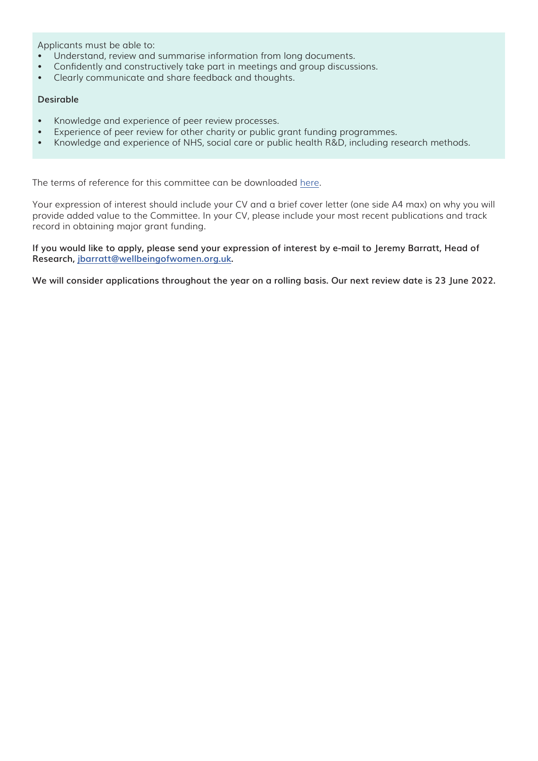Applicants must be able to:

- Understand, review and summarise information from long documents.
- Confidently and constructively take part in meetings and group discussions.
- Clearly communicate and share feedback and thoughts.

**Desirable**

- Knowledge and experience of peer review processes.
- Experience of peer review for other charity or public grant funding programmes.
- Knowledge and experience of NHS, social care or public health R&D, including research methods.

The terms of reference for this committee can be downloaded here.

Your expression of interest should include your CV and a brief cover letter (one side A4 max) on why you will provide added value to the Committee. In your CV, please include your most recent publications and track record in obtaining major grant funding.

**If you would like to apply, please send your expression of interest by e-mail to Jeremy Barratt, Head of Research, jbarratt@wellbeingofwomen.org.uk.**

**We will consider applications throughout the year on a rolling basis. Our next review date is 23 June 2022.**